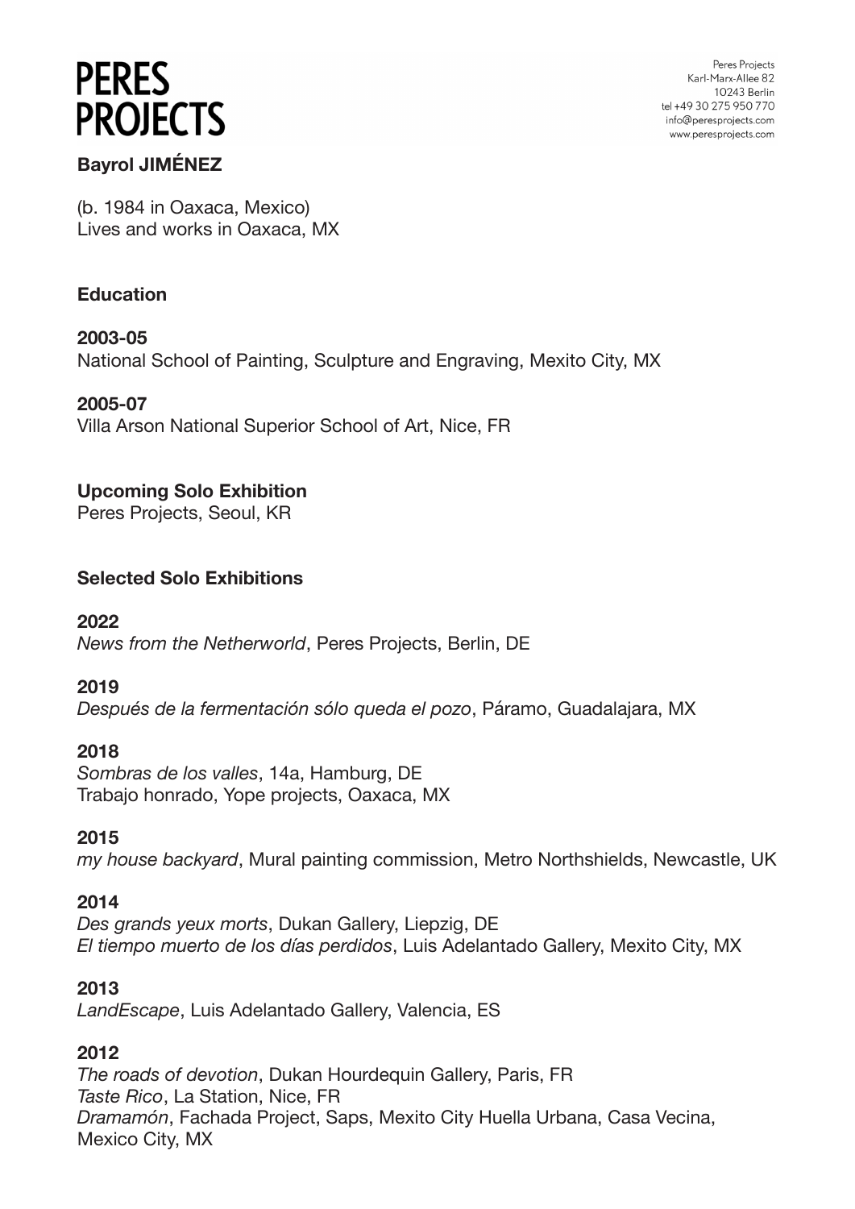# PERES PROJECTS

Peres Projects
Karl-Marx-Allee 82
10243 Berlin
tel +49 30 275 950 770
info@peresprojects.com
www.peresprojects.com

**Bayrol JIMÉNEZ**

(b. 1984 in Oaxaca, Mexico)
Lives and works in Oaxaca, MX

## Education

**2003-05**
National School of Painting, Sculpture and Engraving, Mexito City, MX

**2005-07**
Villa Arson National Superior School of Art, Nice, FR

## Upcoming Solo Exhibition

Peres Projects, Seoul, KR

## Selected Solo Exhibitions

**2022**
*News from the Netherworld*, Peres Projects, Berlin, DE

**2019**
*Después de la fermentación sólo queda el pozo*, Páramo, Guadalajara, MX

**2018**
*Sombras de los valles*, 14a, Hamburg, DE
Trabajo honrado, Yope projects, Oaxaca, MX

**2015**
*my house backyard*, Mural painting commission, Metro Northshields, Newcastle, UK

**2014**
*Des grands yeux morts*, Dukan Gallery, Liepzig, DE
*El tiempo muerto de los días perdidos*, Luis Adelantado Gallery, Mexito City, MX

**2013**
*LandEscape*, Luis Adelantado Gallery, Valencia, ES

**2012**
*The roads of devotion*, Dukan Hourdequin Gallery, Paris, FR
*Taste Rico*, La Station, Nice, FR
*Dramamón*, Fachada Project, Saps, Mexito City Huella Urbana, Casa Vecina, Mexico City, MX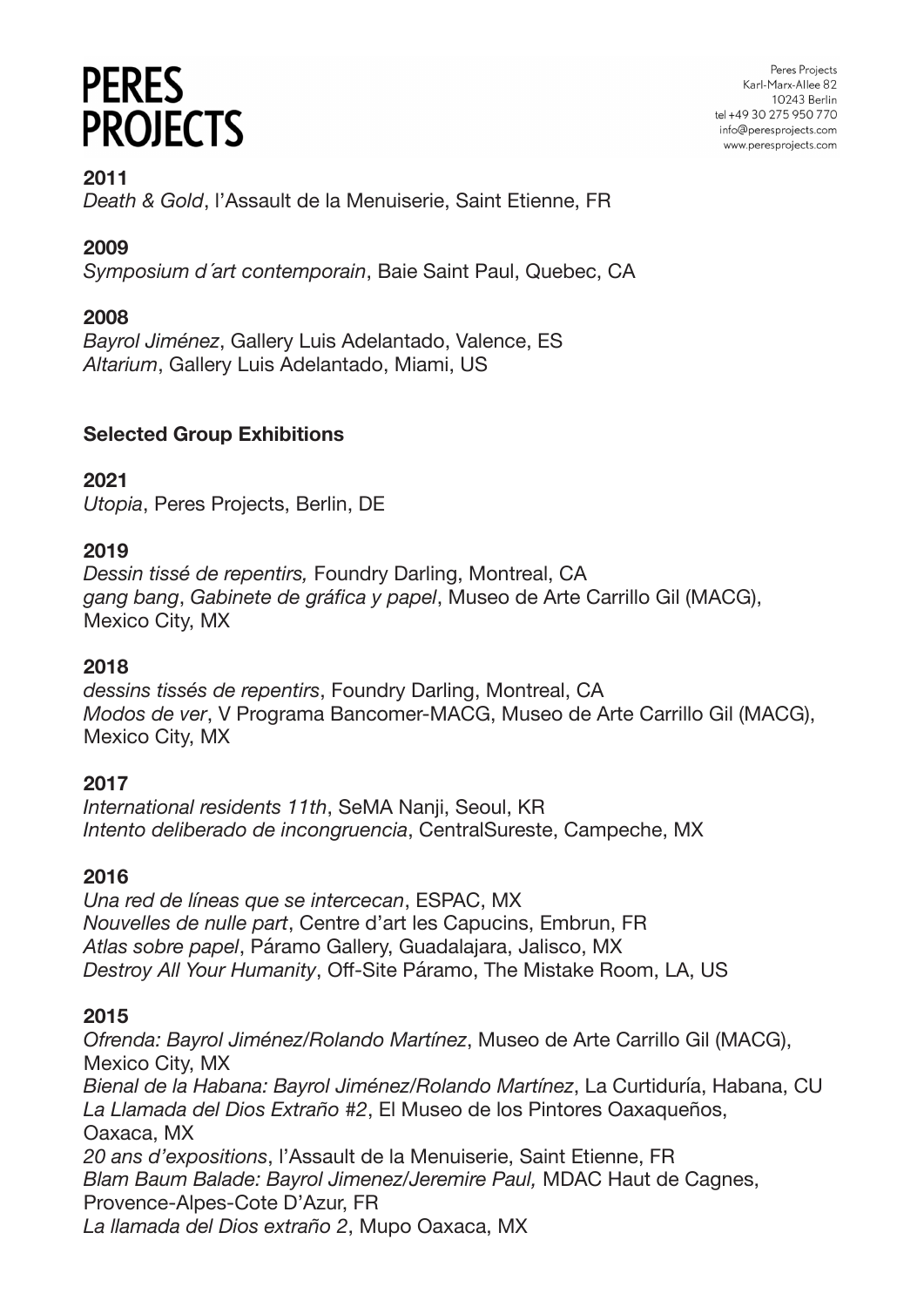**2011**
*Death & Gold*, l'Assault de la Menuiserie, Saint Etienne, FR

**2009**
*Symposium d´art contemporain*, Baie Saint Paul, Quebec, CA

**2008**
*Bayrol Jiménez*, Gallery Luis Adelantado, Valence, ES
*Altarium*, Gallery Luis Adelantado, Miami, US

**Selected Group Exhibitions**

**2021**
*Utopia*, Peres Projects, Berlin, DE

**2019**
*Dessin tissé de repentirs,* Foundry Darling, Montreal, CA
*gang bang*, *Gabinete de gráfica y papel*, Museo de Arte Carrillo Gil (MACG), Mexico City, MX

**2018**
*dessins tissés de repentirs*, Foundry Darling, Montreal, CA
*Modos de ver*, V Programa Bancomer-MACG, Museo de Arte Carrillo Gil (MACG), Mexico City, MX

**2017**
*International residents 11th*, SeMA Nanji, Seoul, KR
*Intento deliberado de incongruencia*, CentralSureste, Campeche, MX

**2016**
*Una red de líneas que se intercecan*, ESPAC, MX
*Nouvelles de nulle part*, Centre d'art les Capucins, Embrun, FR
*Atlas sobre papel*, Páramo Gallery, Guadalajara, Jalisco, MX
*Destroy All Your Humanity*, Off-Site Páramo, The Mistake Room, LA, US

**2015**
*Ofrenda: Bayrol Jiménez/Rolando Martínez*, Museo de Arte Carrillo Gil (MACG), Mexico City, MX
*Bienal de la Habana: Bayrol Jiménez/Rolando Martínez*, La Curtiduría, Habana, CU
*La Llamada del Dios Extraño #2*, El Museo de los Pintores Oaxaqueños, Oaxaca, MX
*20 ans d'expositions*, l'Assault de la Menuiserie, Saint Etienne, FR
*Blam Baum Balade: Bayrol Jimenez/Jeremire Paul,* MDAC Haut de Cagnes, Provence-Alpes-Cote D'Azur, FR
*La llamada del Dios extraño 2*, Mupo Oaxaca, MX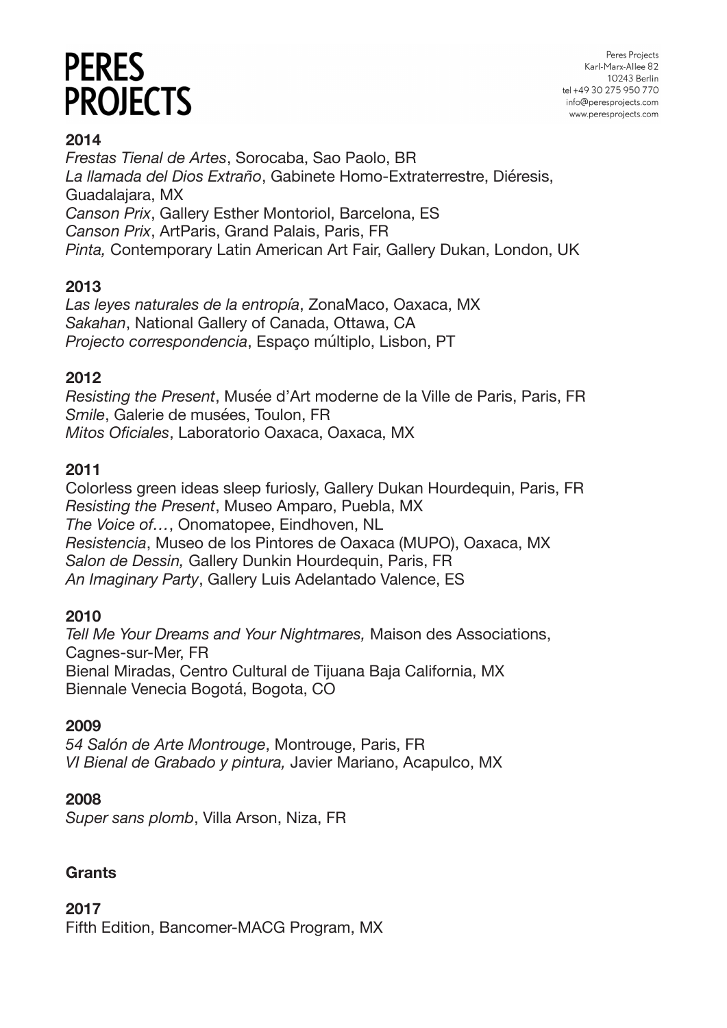## 2014

*Frestas Tienal de Artes*, Sorocaba, Sao Paolo, BR
*La llamada del Dios Extraño*, Gabinete Homo-Extraterrestre, Diéresis, Guadalajara, MX
*Canson Prix*, Gallery Esther Montoriol, Barcelona, ES
*Canson Prix*, ArtParis, Grand Palais, Paris, FR
*Pinta,* Contemporary Latin American Art Fair, Gallery Dukan, London, UK

## 2013

*Las leyes naturales de la entropía*, ZonaMaco, Oaxaca, MX
*Sakahan*, National Gallery of Canada, Ottawa, CA
*Projecto correspondencia*, Espaço múltiplo, Lisbon, PT

## 2012

*Resisting the Present*, Musée d'Art moderne de la Ville de Paris, Paris, FR
*Smile*, Galerie de musées, Toulon, FR
*Mitos Oficiales*, Laboratorio Oaxaca, Oaxaca, MX

## 2011

Colorless green ideas sleep furiosly, Gallery Dukan Hourdequin, Paris, FR
*Resisting the Present*, Museo Amparo, Puebla, MX
*The Voice of…*, Onomatopee, Eindhoven, NL
*Resistencia*, Museo de los Pintores de Oaxaca (MUPO), Oaxaca, MX
*Salon de Dessin,* Gallery Dunkin Hourdequin, Paris, FR
*An Imaginary Party*, Gallery Luis Adelantado Valence, ES

## 2010

*Tell Me Your Dreams and Your Nightmares,* Maison des Associations, Cagnes-sur-Mer, FR
Bienal Miradas, Centro Cultural de Tijuana Baja California, MX
Biennale Venecia Bogotá, Bogota, CO

## 2009

*54 Salón de Arte Montrouge*, Montrouge, Paris, FR
*VI Bienal de Grabado y pintura,* Javier Mariano, Acapulco, MX

## 2008

*Super sans plomb*, Villa Arson, Niza, FR

# Grants

## 2017

Fifth Edition, Bancomer-MACG Program, MX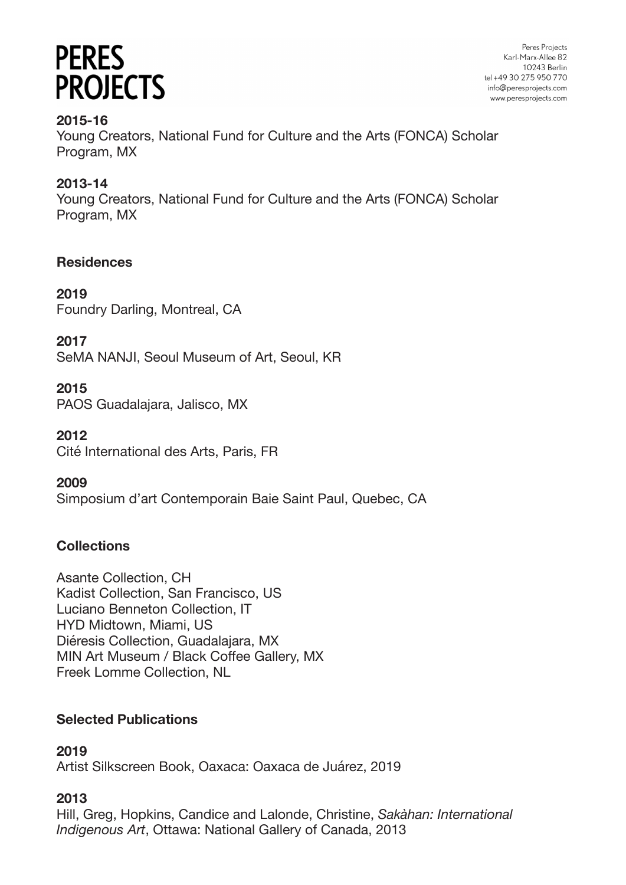**2015-16**
Young Creators, National Fund for Culture and the Arts (FONCA) Scholar Program, MX

**2013-14**
Young Creators, National Fund for Culture and the Arts (FONCA) Scholar Program, MX

## Residences

**2019**
Foundry Darling, Montreal, CA

**2017**
SeMA NANJI, Seoul Museum of Art, Seoul, KR

**2015**
PAOS Guadalajara, Jalisco, MX

**2012**
Cité International des Arts, Paris, FR

**2009**
Simposium d'art Contemporain Baie Saint Paul, Quebec, CA

## Collections

Asante Collection, CH
Kadist Collection, San Francisco, US
Luciano Benneton Collection, IT
HYD Midtown, Miami, US
Diéresis Collection, Guadalajara, MX
MIN Art Museum / Black Coffee Gallery, MX
Freek Lomme Collection, NL

## Selected Publications

**2019**
Artist Silkscreen Book, Oaxaca: Oaxaca de Juárez, 2019

**2013**
Hill, Greg, Hopkins, Candice and Lalonde, Christine, *Sakàhan: International Indigenous Art*, Ottawa: National Gallery of Canada, 2013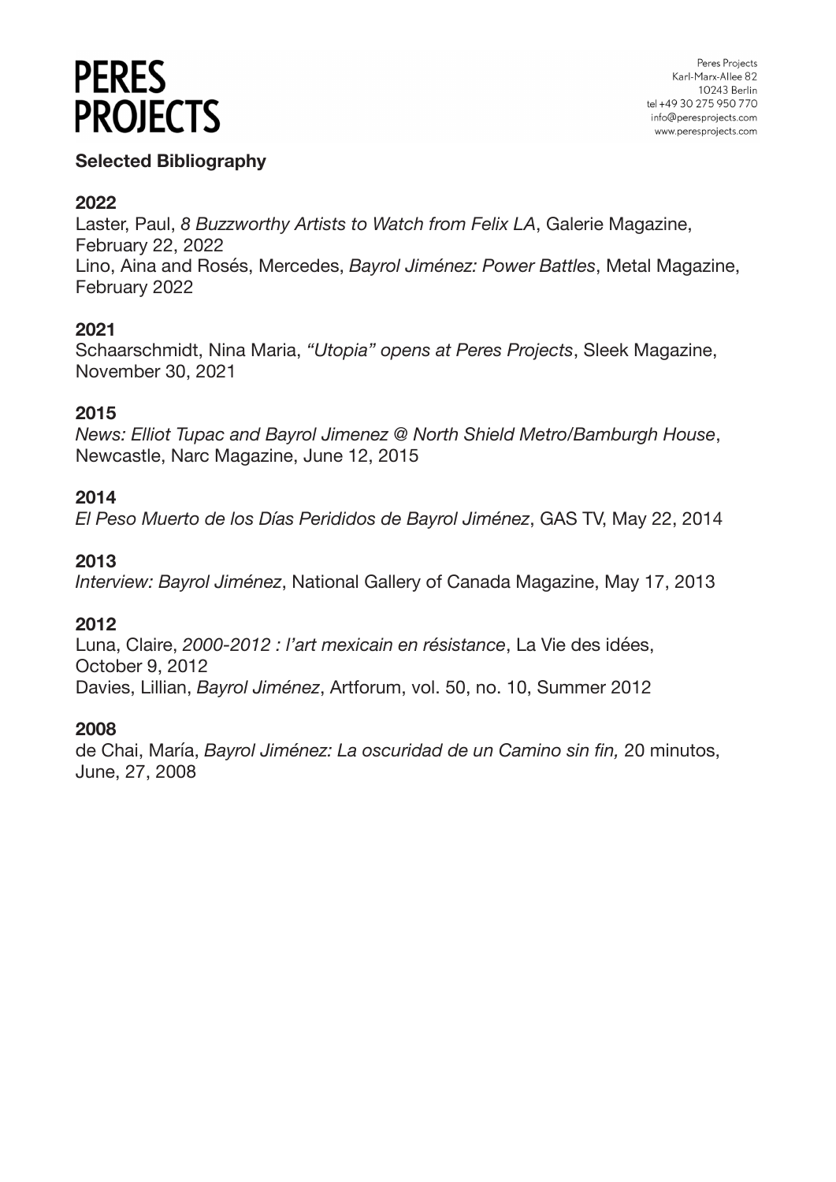# PERES PROJECTS

Peres Projects
Karl-Marx-Allee 82
10243 Berlin
tel +49 30 275 950 770
info@peresprojects.com
www.peresprojects.com

**Selected Bibliography**

**2022**

Laster, Paul, *8 Buzzworthy Artists to Watch from Felix LA*, Galerie Magazine, February 22, 2022

Lino, Aina and Rosés, Mercedes, *Bayrol Jiménez: Power Battles*, Metal Magazine, February 2022

**2021**

Schaarschmidt, Nina Maria, *"Utopia" opens at Peres Projects*, Sleek Magazine, November 30, 2021

**2015**

*News: Elliot Tupac and Bayrol Jimenez @ North Shield Metro/Bamburgh House*, Newcastle, Narc Magazine, June 12, 2015

**2014**

*El Peso Muerto de los Días Perididos de Bayrol Jiménez*, GAS TV, May 22, 2014

**2013**

*Interview: Bayrol Jiménez*, National Gallery of Canada Magazine, May 17, 2013

**2012**

Luna, Claire, *2000-2012 : l'art mexicain en résistance*, La Vie des idées, October 9, 2012

Davies, Lillian, *Bayrol Jiménez*, Artforum, vol. 50, no. 10, Summer 2012

**2008**

de Chai, María, *Bayrol Jiménez: La oscuridad de un Camino sin fin,* 20 minutos, June, 27, 2008